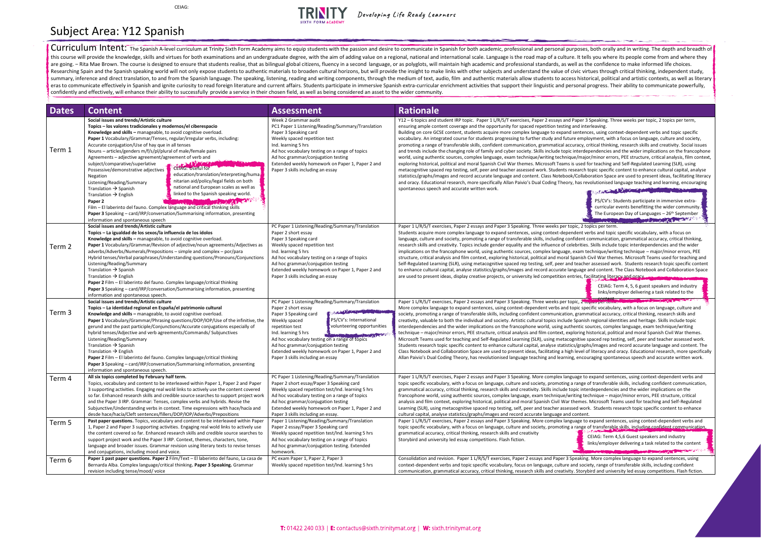CEIAG:

Developing Life Ready Learners

# Subject Area: Y12 Spanish

**Curriculum Intent:** The Spanish A-level curriculum at Trinity Sixth Form Academy aims to equip students with the passion and desire to communicate in Spanish for both academic, professional and personal purposes, both orally and in writing. The depth and breadth of this course will provide the knowledge, skills and virtues for both examinations and an undergraduate degree, with the aim of adding value on a regional, national and international scale. Language is the road map of a culture. It tells you where its people come from and where they are going. – Rita Mae Brown. The course is designed to ensure that students realise, that as bilingual global citizens, fluency in a second language, or as polyglots, will maintain high academic and professional standards, as well as the confidence to make informed life choices. Researching Spain and the Spanish speaking world will not only expose students to authentic materials to broaden cultural horizons, but will provide the insight to make links with other subjects and understand the value of civic virtues through critical thinking, independent study, summary, inference and direct translation, to and from the Spanish language. The speaking, listening, reading and writing components, through the medium of text, audio, film and authentic materials allow students to access historical, political and artistic contexts, as well as literary eras to communicate effectively in Spanish and ignite curiosity to read foreign literature and current affairs. Students participate in immersive Spanish extra-curricular enrichment activities that support their linguistic and personal progress. Their ability to communicate powerfully, confidently and effectively, will enhance their ability to successfully provide a service in their chosen field, as well as being considered an asset to the wider community.

| Dates | Content | Assessment | Rationale |
|---|---|---|---|
| Term 1 | **Social issues and trends/Artistic culture**<br>**Topics – los valores tradicionales y modernos/el ciberespacio**<br>**Knowledge and skills –** manageable, to avoid cognitive overload.<br>**Paper 1** Vocabulary/Grammar/Tenses, regular/irregular verbs, including: Accurate conjugation/Use of hay que in all tenses<br>Nouns – articles/genders m/f/s/pl/plural of male/female pairs<br>Agreements – adjective agreement/agreement of verb and subject/comparative/superlative<br>Possessive/demonstrative adjectives<br>Negation<br>Listening/Reading/Summary<br>Translation → Spanish<br>Translation → English<br>**Paper 2**<br>Film – El laberinto del fauno. Complex language and critical thinking skills<br>**Paper 3** Speaking – card/IRP/conversation/Summarising information, presenting information and spontaneous speech<br><br>CEIAG: Useful for education/translation/interpreting/humanitarian aid/policy/legal fields on both national and European scales as well as linked to the Spanish speaking world. | Week 2 Grammar audit<br>PC1 Paper 1 Listening/Reading/Summary/Translation<br>Paper 3 Speaking card<br>Weekly spaced repetition test<br>Ind. learning 5 hrs<br>Ad hoc vocabulary testing on a range of topics<br>Ad hoc grammar/conjugation testing<br>Extended weekly homework on Paper 1, Paper 2 and Paper 3 skills including an essay | Y12 – 6 topics and student IRP topic. Paper 1 L/R/S/T exercises, Paper 2 essays and Paper 3 Speaking. Three weeks per topic, 2 topics per term, ensuring ample content coverage and the opportunity for spaced repetition testing and interleaving.<br>Building on core GCSE content, students acquire more complex language to expand sentences, using context-dependent verbs and topic specific vocabulary. An integrated course for students progressing to further study and future employment, with a focus on language, culture and society, promoting a range of transferable skills, confident communication, grammatical accuracy, critical thinking, research skills and creativity. Social issues and trends include the changing role of family and cyber society. Skills include topic interdependencies and the wider implications on the francophone world, using authentic sources, complex language, exam technique/writing technique/major/minor errors, PEE structure, critical analysis, film context, exploring historical, political and moral Spanish Civil War themes. Microsoft Teams is used for teaching and Self-Regulated Learning (SLR), using metacognitive spaced rep testing, self, peer and teacher assessed work. Students research topic specific content to enhance cultural capital, analyse statistics/graphs/images and record accurate language and content. Class Notebook/Collaboration Space are used to present ideas, facilitating literacy and oracy. Educational research, more specifically Allan Paivio's Dual Coding Theory, has revolutionised language teaching and learning, encouraging spontaneous speech and accurate written work.<br><br>PS/CV's: Students participate in immersive extra-curricular events benefitting the wider community. The European Day of Languages – 26th September |
| Term 2 | **Social issues and trends/Artistic culture**<br>**Topics – La igualdad de los sexos/la influencia de los ídolos**<br>**Knowledge and skills –** manageable, to avoid cognitive overload.<br>**Paper 1** Vocabulary/Grammar/Revision of adjective/noun agreements/Adjectives as adverbs/Adverbs/Numerals/Prepositions – simple and complex – por/para<br>Hybrid tenses/Verbal paraphrases/Understanding questions/Pronouns/Conjunctions<br>Listening/Reading/Summary<br>Translation → Spanish<br>Translation → English<br>**Paper 2** Film – El laberinto del fauno. Complex language/critical thinking<br>**Paper 3** Speaking – card/IRP/conversation/Summarising information, presenting information and spontaneous speech. | PC Paper 1 Listening/Reading/Summary/Translation<br>Paper 2 short essay<br>Paper 3 Speaking card<br>Weekly spaced repetition test<br>Ind. learning 5 hrs<br>Ad hoc vocabulary testing on a range of topics<br>Ad hoc grammar/conjugation testing<br>Extended weekly homework on Paper 1, Paper 2 and Paper 3 skills including an essay | Paper 1 L/R/S/T exercises, Paper 2 essays and Paper 3 Speaking. Three weeks per topic, 2 topics per term.<br>Students acquire more complex language to expand sentences, using context-dependent verbs and topic specific vocabulary, with a focus on language, culture and society, promoting a range of transferable skills, including confident communication, grammatical accuracy, critical thinking, research skills and creativity. Topics include gender equality and the influence of celebrities. Skills include topic interdependencies and the wider implications on the francophone world, using authentic sources, complex language, exam technique/writing technique – major/minor errors, PEE structure, critical analysis and film context, exploring historical, political and moral Spanish Civil War themes. Microsoft Teams used for teaching and Self-Regulated Learning (SLR), using metacognitive spaced rep testing, self, peer and teacher assessed work. Students research topic specific content to enhance cultural capital, analyse statistics/graphs/images and record accurate language and content. The Class Notebook and Collaboration Space are used to present ideas, display creative projects, or university led competition entries, facilitating literacy and oracy.<br><br>CEIAG: Term 4, 5, 6 guest speakers and industry links/employer delivering a task related to the content |
| Term 3 | **Social issues and trends/Artistic culture**<br>**Topics – La identidad regional en España/el patrimonio cultural**<br>**Knowledge and skills –** manageable, to avoid cognitive overload.<br>**Paper 1** Vocabulary/Grammar/Phrasing questions/DOP/IOP/Use of the infinitive, the gerund and the past participle/Conjunctions/Accurate conjugations especially of hybrid tenses/Adjective and verb agreements/Commands/ Subjunctives<br>Listening/Reading/Summary<br>Translation → Spanish<br>Translation → English<br>**Paper 2** Film – El laberinto del fauno. Complex language/critical thinking<br>**Paper 3** Speaking – card/IRP/conversation/Summarising information, presenting information and spontaneous speech. | PC Paper 1 Listening/Reading/Summary/Translation<br>Paper 2 short essay<br>Paper 3 Speaking card<br>Weekly spaced repetition test<br>Ind. learning 5 hrs<br>Ad hoc vocabulary testing on a range of topics<br>Ad hoc grammar/conjugation testing<br>Extended weekly homework on Paper 1, Paper 2 and Paper 3 skills including an essay<br><br>PS/CV's: International volunteering opportunities | Paper 1 L/R/S/T exercises, Paper 2 essays and Paper 3 Speaking. Three weeks per topic, 2 topics per term.<br>More complex language to expand sentences, using context-dependent verbs and topic specific vocabulary, with a focus on language, culture and society, promoting a range of transferable skills, including confident communication, grammatical accuracy, critical thinking, research skills and creativity, valuable to both the individual and society. Artistic cultural topics include Spanish regional identities and heritage. Skills include topic interdependencies and the wider implications on the francophone world, using authentic sources, complex language, exam technique/writing technique – major/minor errors, PEE structure, critical analysis and film context, exploring historical, political and moral Spanish Civil War themes. Microsoft Teams used for teaching and Self-Regulated Learning (SLR), using metacognitive spaced rep testing, self, peer and teacher assessed work. Students research topic specific content to enhance cultural capital, analyse statistics/graphs/images and record accurate language and content. The Class Notebook and Collaboration Space are used to present ideas, facilitating a high level of literacy and oracy. Educational research, more specifically Allan Paivio's Dual Coding Theory, has revolutionised language teaching and learning, encouraging spontaneous speech and accurate written work. |
| Term 4 | **All six topics completed by February half term.**<br>Topics, vocabulary and content to be interleaved within Paper 1, Paper 2 and Paper 3 supporting activities. Engaging real world links to actively use the content covered so far. Enhanced research skills and credible source searches to support project work and the Paper 3 IRP. Grammar: Tenses, complex verbs and hybrids. Revise the Subjunctive/Understanding verbs in context. Time expressions with hace/hacía and desde hace/hacía/Cleft sentences/fillers/DOP/IOP/Adverbs/Prepositions | PC Paper 1 Listening/Reading/Summary/Translation<br>Paper 2 short essay/Paper 3 Speaking card<br>Weekly spaced repetition test/Ind. learning 5 hrs<br>Ad hoc vocabulary testing on a range of topics<br>Ad hoc grammar/conjugation testing<br>Extended weekly homework on Paper 1, Paper 2 and Paper 3 skills including an essay. | Paper 1 L/R/S/T exercises, Paper 2 essays and Paper 3 Speaking. More complex language to expand sentences, using context-dependent verbs and topic specific vocabulary, with a focus on language, culture and society, promoting a range of transferable skills, including confident communication, grammatical accuracy, critical thinking, research skills and creativity. Skills include topic interdependencies and the wider implications on the francophone world, using authentic sources, complex language, exam technique/writing technique – major/minor errors, PEE structure, critical analysis and film context, exploring historical, political and moral Spanish Civil War themes. Microsoft Teams used for teaching and Self-Regulated Learning (SLR), using metacognitive spaced rep testing, self, peer and teacher assessed work. Students research topic specific content to enhance cultural capital, analyse statistics/graphs/images and record accurate language and content. |
| Term 5 | **Past paper questions.** Topics, vocabulary and content to be interleaved within Paper 1, Paper 2 and Paper 3 supporting activities. Engaging real world links to actively use the content covered so far. Enhanced research skills and credible source searches to support project work and the Paper 3 IRP. Context, themes, characters, tone, language and broader issues. Grammar revision using literary texts to revise tenses and conjugations, including mood and voice. | Paper 1 Listening/Reading/Summary/Translation<br>Paper 2 essay/Paper 3 Speaking card<br>Weekly spaced repetition test/Ind. learning 5 hrs<br>Ad hoc vocabulary testing on a range of topics<br>Ad hoc grammar/conjugation testing. Extended homework. | Paper 1 L/R/S/T exercises, Paper 2 essays and Paper 3 Speaking. More complex language to expand sentences, using context-dependent verbs and topic specific vocabulary, with a focus on language, culture and society, promoting a range of transferable skills, including confident communication, grammatical accuracy, critical thinking, research skills and creativity<br>Storybird and university led essay competitions. Flash fiction.<br><br>CEIAG: Term 4,5,6 Guest speakers and industry links/employer delivering a task related to the content |
| Term 6 | **Paper 1 past paper questions. Paper 2** Film/Text – El laberinto del fauno, La casa de Bernarda Alba. Complex language/critical thinking. **Paper 3 Speaking.** Grammar revision including tense/mood/ voice | PC exam Paper 1, Paper 2, Paper 3<br>Weekly spaced repetition test/Ind. learning 5 hrs | Consolidation and revision. Paper 1 L/R/S/T exercises, Paper 2 essays and Paper 3 Speaking. More complex language to expand sentences, using context-dependent verbs and topic specific vocabulary, focus on language, culture and society, range of transferable skills, including confident communication, grammatical accuracy, critical thinking, research skills and creativity. Storybird and university led essay competitions. Flash fiction. |

T: 01422 240 033 | E: contactus@sixth.trinitymat.org | W: sixth.trinitymat.org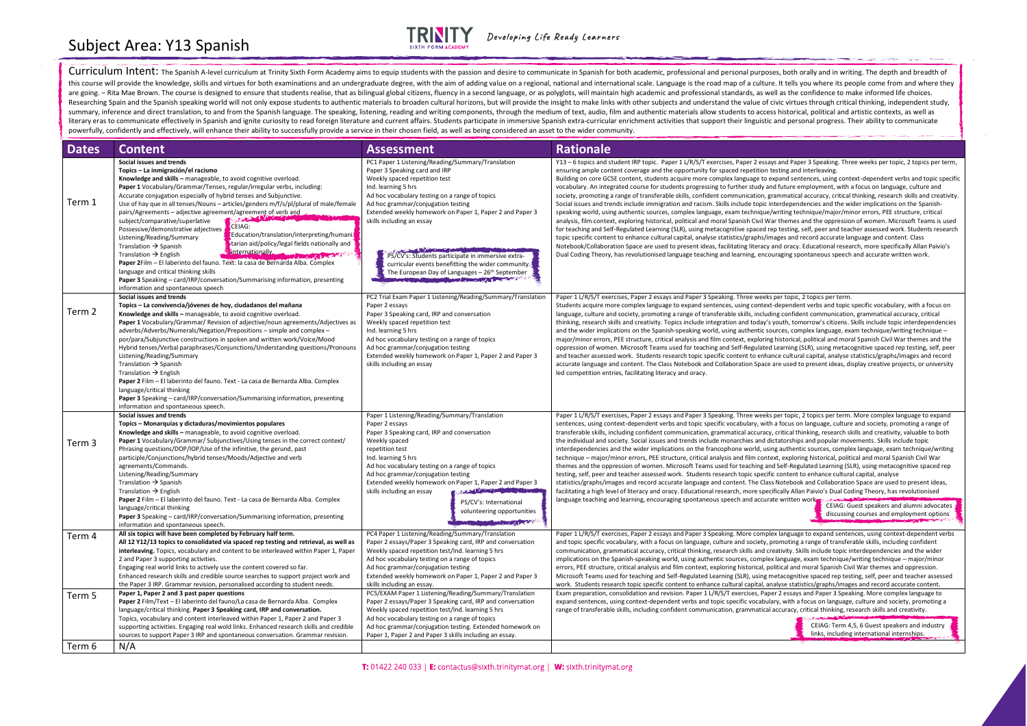# Subject Area: Y13 Spanish

Developing Life Ready Learners

**Curriculum Intent:** The Spanish A-level curriculum at Trinity Sixth Form Academy aims to equip students with the passion and desire to communicate in Spanish for both academic, professional and personal purposes, both orally and in writing. The depth and breadth of this course will provide the knowledge, skills and virtues for both examinations and an undergraduate degree, with the aim of adding value on a regional, national and international scale. Language is the road map of a culture. It tells you where its people come from and where they are going. – Rita Mae Brown. The course is designed to ensure that students realise, that as bilingual global citizens, fluency in a second language, or as polyglots, will maintain high academic and professional standards, as well as the confidence to make informed life choices. Researching Spain and the Spanish speaking world will not only expose students to authentic materials to broaden cultural horizons, but will provide the insight to make links with other subjects and understand the value of civic virtues through critical thinking, independent study, summary, inference and direct translation, to and from the Spanish language. The speaking, listening, reading and writing components, through the medium of text, audio, film and authentic materials allow students to access historical, political and artistic contexts, as well as literary eras to communicate effectively in Spanish and ignite curiosity to read foreign literature and current affairs. Students participate in immersive Spanish extra-curricular enrichment activities that support their linguistic and personal progress. Their ability to communicate powerfully, confidently and effectively, will enhance their ability to successfully provide a service in their chosen field, as well as being considered an asset to the wider community.

| Dates | Content | Assessment | Rationale |
|---|---|---|---|
| Term 1 | **Social issues and trends**<br>**Topics – La inmigración/el racismo**<br>**Knowledge and skills –** manageable, to avoid cognitive overload.<br>**Paper 1** Vocabulary/Grammar/Tenses, regular/irregular verbs, including: Accurate conjugation especially of hybrid tenses and Subjunctive.<br>Use of hay que in all tenses/Nouns – articles/genders m/f/s/pl/plural of male/female pairs/Agreements – adjective agreement/agreement of verb and subject/comparative/superlative<br>Possessive/demonstrative adjectives<br>Listening/Reading/Summary<br>Translation → Spanish<br>Translation → English<br>**Paper 2** Film – El laberinto del fauno. Text: la casa de Bernarda Alba. Complex language and critical thinking skills<br>**Paper 3** Speaking – card/IRP/conversation/Summarising information, presenting information and spontaneous speech<br><br>CEIAG: Education/translation/interpreting/humanitarian aid/policy/legal fields nationally and internationally. | PC1 Paper 1 Listening/Reading/Summary/Translation<br>Paper 3 Speaking card and IRP<br>Weekly spaced repetition test<br>Ind. learning 5 hrs<br>Ad hoc vocabulary testing on a range of topics<br>Ad hoc grammar/conjugation testing<br>Extended weekly homework on Paper 1, Paper 2 and Paper 3 skills including an essay<br><br>PS/CV's: Students participate in immersive extra-curricular events benefitting the wider community. The European Day of Languages – 26th September | Y13 – 6 topics and student IRP topic. Paper 1 L/R/S/T exercises, Paper 2 essays and Paper 3 Speaking. Three weeks per topic, 2 topics per term, ensuring ample content coverage and the opportunity for spaced repetition testing and interleaving.<br>Building on core GCSE content, students acquire more complex language to expand sentences, using context-dependent verbs and topic specific vocabulary. An integrated course for students progressing to further study and future employment, with a focus on language, culture and society, promoting a range of transferable skills, confident communication, grammatical accuracy, critical thinking, research skills and creativity. Social issues and trends include immigration and racism. Skills include topic interdependencies and the wider implications on the Spanish-speaking world, using authentic sources, complex language, exam technique/writing technique/major/minor errors, PEE structure, critical analysis, film context, exploring historical, political and moral Spanish Civil War themes and the oppression of women. Microsoft Teams is used for teaching and Self-Regulated Learning (SLR), using metacognitive spaced rep testing, self, peer and teacher assessed work. Students research topic specific content to enhance cultural capital, analyse statistics/graphs/images and record accurate language and content. Class Notebook/Collaboration Space are used to present ideas, facilitating literacy and oracy. Educational research, more specifically Allan Paivio's Dual Coding Theory, has revolutionised language teaching and learning, encouraging spontaneous speech and accurate written work. |
| Term 2 | **Social issues and trends**<br>**Topics – La convivencia/jóvenes de hoy, ciudadanos del mañana**<br>**Knowledge and skills –** manageable, to avoid cognitive overload.<br>**Paper 1** Vocabulary/Grammar/ Revision of adjective/noun agreements/Adjectives as adverbs/Adverbs/Numerals/Negation/Prepositions – simple and complex – por/para/Subjunctive constructions in spoken and written work/Voice/Mood Hybrid tenses/Verbal paraphrases/Conjunctions/Understanding questions/Pronouns<br>Listening/Reading/Summary<br>Translation → Spanish<br>Translation → English<br>**Paper 2** Film – El laberinto del fauno. Text - La casa de Bernarda Alba. Complex language/critical thinking<br>**Paper 3** Speaking – card/IRP/conversation/Summarising information, presenting information and spontaneous speech. | PC2 Trial Exam Paper 1 Listening/Reading/Summary/Translation<br>Paper 2 essays<br>Paper 3 Speaking card, IRP and conversation<br>Weekly spaced repetition test<br>Ind. learning 5 hrs<br>Ad hoc vocabulary testing on a range of topics<br>Ad hoc grammar/conjugation testing<br>Extended weekly homework on Paper 1, Paper 2 and Paper 3 skills including an essay | Paper 1 L/R/S/T exercises, Paper 2 essays and Paper 3 Speaking. Three weeks per topic, 2 topics per term.<br>Students acquire more complex language to expand sentences, using context-dependent verbs and topic specific vocabulary, with a focus on language, culture and society, promoting a range of transferable skills, including confident communication, grammatical accuracy, critical thinking, research skills and creativity. Topics include integration and today's youth, tomorrow's citizens. Skills include topic interdependencies and the wider implications on the Spanish-speaking world, using authentic sources, complex language, exam technique/writing technique – major/minor errors, PEE structure, critical analysis and film context, exploring historical, political and moral Spanish Civil War themes and the oppression of women. Microsoft Teams used for teaching and Self-Regulated Learning (SLR), using metacognitive spaced rep testing, self, peer and teacher assessed work. Students research topic specific content to enhance cultural capital, analyse statistics/graphs/images and record accurate language and content. The Class Notebook and Collaboration Space are used to present ideas, display creative projects, or university led competition entries, facilitating literacy and oracy. |
| Term 3 | **Social issues and trends**<br>**Topics – Monarquías y dictaduras/movimientos populares**<br>**Knowledge and skills –** manageable, to avoid cognitive overload.<br>**Paper 1** Vocabulary/Grammar/ Subjunctives/Using tenses in the correct context/ Phrasing questions/DOP/IOP/Use of the infinitive, the gerund, past participle/Conjunctions/hybrid tenses/Moods/Adjective and verb agreements/Commands.<br>Listening/Reading/Summary<br>Translation → Spanish<br>Translation → English<br>**Paper 2** Film – El laberinto del fauno. Text - La casa de Bernarda Alba. Complex language/critical thinking<br>**Paper 3** Speaking – card/IRP/conversation/Summarising information, presenting information and spontaneous speech. | Paper 1 Listening/Reading/Summary/Translation<br>Paper 2 essays<br>Paper 3 Speaking card, IRP and conversation<br>Weekly spaced repetition test<br>Ind. learning 5 hrs<br>Ad hoc vocabulary testing on a range of topics<br>Ad hoc grammar/conjugation testing<br>Extended weekly homework on Paper 1, Paper 2 and Paper 3 skills including an essay<br><br>PS/CV's: International volunteering opportunities | Paper 1 L/R/S/T exercises, Paper 2 essays and Paper 3 Speaking. Three weeks per topic, 2 topics per term. More complex language to expand sentences, using context-dependent verbs and topic specific vocabulary, with a focus on language, culture and society, promoting a range of transferable skills, including confident communication, grammatical accuracy, critical thinking, research skills and creativity, valuable to both the individual and society. Social issues and trends include monarchies and dictatorships and popular movements. Skills include topic interdependencies and the wider implications on the francophone world, using authentic sources, complex language, exam technique/writing technique – major/minor errors, PEE structure, critical analysis and film context, exploring historical, political and moral Spanish Civil War themes and the oppression of women. Microsoft Teams used for teaching and Self-Regulated Learning (SLR), using metacognitive spaced rep testing, self, peer and teacher assessed work. Students research topic specific content to enhance cultural capital, analyse statistics/graphs/images and record accurate language and content. The Class Notebook and Collaboration Space are used to present ideas, facilitating a high level of literacy and oracy. Educational research, more specifically Allan Paivio's Dual Coding Theory, has revolutionised language teaching and learning, encouraging spontaneous speech and accurate written work.<br><br>CEIAG: Guest speakers and alumni advocates discussing courses and employment options |
| Term 4 | **All six topics will have been completed by February half term.**<br>**All 12 Y12/13 topics to consolidated via spaced rep testing and retrieval, as well as interleaving.** Topics, vocabulary and content to be interleaved within Paper 1, Paper 2 and Paper 3 supporting activities.<br>Engaging real world links to actively use the content covered so far.<br>Enhanced research skills and credible source searches to support project work and the Paper 3 IRP. Grammar revision, personalised according to student needs. | PC4 Paper 1 Listening/Reading/Summary/Translation<br>Paper 2 essays/Paper 3 Speaking card, IRP and conversation<br>Weekly spaced repetition test/Ind. learning 5 hrs<br>Ad hoc vocabulary testing on a range of topics<br>Ad hoc grammar/conjugation testing<br>Extended weekly homework on Paper 1, Paper 2 and Paper 3 skills including an essay. | Paper 1 L/R/S/T exercises, Paper 2 essays and Paper 3 Speaking. More complex language to expand sentences, using context-dependent verbs and topic specific vocabulary, with a focus on language, culture and society, promoting a range of transferable skills, including confident communication, grammatical accuracy, critical thinking, research skills and creativity. Skills include topic interdependencies and the wider implications on the Spanish-speaking world, using authentic sources, complex language, exam technique/writing technique – major/minor errors, PEE structure, critical analysis and film context, exploring historical, political and moral Spanish Civil War themes and oppression. Microsoft Teams used for teaching and Self-Regulated Learning (SLR), using metacognitive spaced rep testing, self, peer and teacher assessed work. Students research topic specific content to enhance cultural capital, analyse statistics/graphs/images and record accurate content. |
| Term 5 | **Paper 1, Paper 2 and 3 past paper questions**<br>**Paper 2** Film/Text – El laberinto del fauno/La casa de Bernarda Alba. Complex language/critical thinking. **Paper 3 Speaking card, IRP and conversation.**<br>Topics, vocabulary and content interleaved within Paper 1, Paper 2 and Paper 3 supporting activities. Engaging real world links. Enhanced research skills and credible sources to support Paper 3 IRP and spontaneous conversation. Grammar revision. | PC5/EXAM Paper 1 Listening/Reading/Summary/Translation<br>Paper 2 essays/Paper 3 Speaking card, IRP and conversation<br>Weekly spaced repetition test/Ind. learning 5 hrs<br>Ad hoc vocabulary testing on a range of topics<br>Ad hoc grammar/conjugation testing. Extended homework on Paper 1, Paper 2 and Paper 3 skills including an essay. | Exam preparation, consolidation and revision. Paper 1 L/R/S/T exercises, Paper 2 essays and Paper 3 Speaking. More complex language to expand sentences, using context-dependent verbs and topic specific vocabulary, with a focus on language, culture and society, promoting a range of transferable skills, including confident communication, grammatical accuracy, critical thinking, research skills and creativity.<br><br>CEIAG: Term 4,5, 6 Guest speakers and industry links, including international internships. |
| Term 6 | N/A | | |

T: 01422 240 033 | E: contactus@sixth.trinitymat.org | W: sixth.trinitymat.org